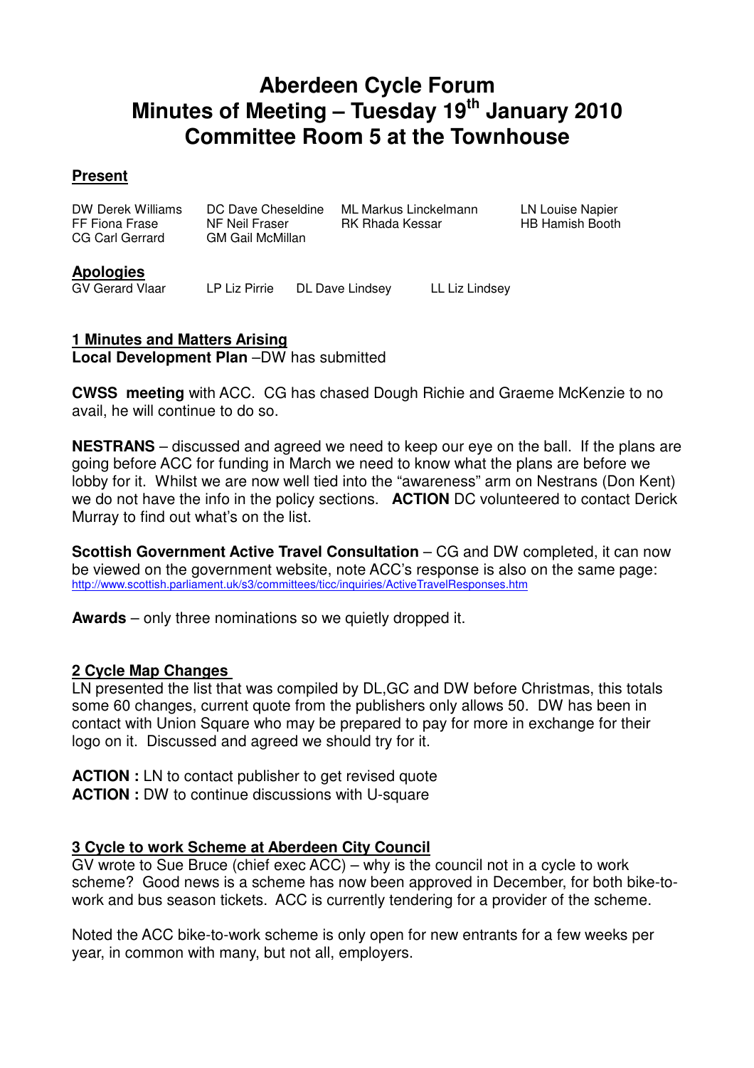# Aberdeen Cycle Forum
# Minutes of Meeting – Tuesday 19th January 2010
# Committee Room 5 at the Townhouse

**Present**

| | | | |
|---|---|---|---|
| DW Derek Williams | DC Dave Cheseldine | ML Markus Linckelmann | LN Louise Napier |
| FF Fiona Frase | NF Neil Fraser | RK Rhada Kessar | HB Hamish Booth |
| CG Carl Gerrard | GM Gail McMillan | | |

**Apologies**

GV Gerard Vlaar LP Liz Pirrie DL Dave Lindsey LL Liz Lindsey

**1 Minutes and Matters Arising**

**Local Development Plan** –DW has submitted

**CWSS meeting** with ACC. CG has chased Dough Richie and Graeme McKenzie to no avail, he will continue to do so.

**NESTRANS** – discussed and agreed we need to keep our eye on the ball. If the plans are going before ACC for funding in March we need to know what the plans are before we lobby for it. Whilst we are now well tied into the "awareness" arm on Nestrans (Don Kent) we do not have the info in the policy sections. **ACTION** DC volunteered to contact Derick Murray to find out what's on the list.

**Scottish Government Active Travel Consultation** – CG and DW completed, it can now be viewed on the government website, note ACC's response is also on the same page: http://www.scottish.parliament.uk/s3/committees/ticc/inquiries/ActiveTravelResponses.htm

**Awards** – only three nominations so we quietly dropped it.

**2 Cycle Map Changes**

LN presented the list that was compiled by DL,GC and DW before Christmas, this totals some 60 changes, current quote from the publishers only allows 50. DW has been in contact with Union Square who may be prepared to pay for more in exchange for their logo on it. Discussed and agreed we should try for it.

**ACTION :** LN to contact publisher to get revised quote
**ACTION :** DW to continue discussions with U-square

**3 Cycle to work Scheme at Aberdeen City Council**

GV wrote to Sue Bruce (chief exec ACC) – why is the council not in a cycle to work scheme? Good news is a scheme has now been approved in December, for both bike-to-work and bus season tickets. ACC is currently tendering for a provider of the scheme.

Noted the ACC bike-to-work scheme is only open for new entrants for a few weeks per year, in common with many, but not all, employers.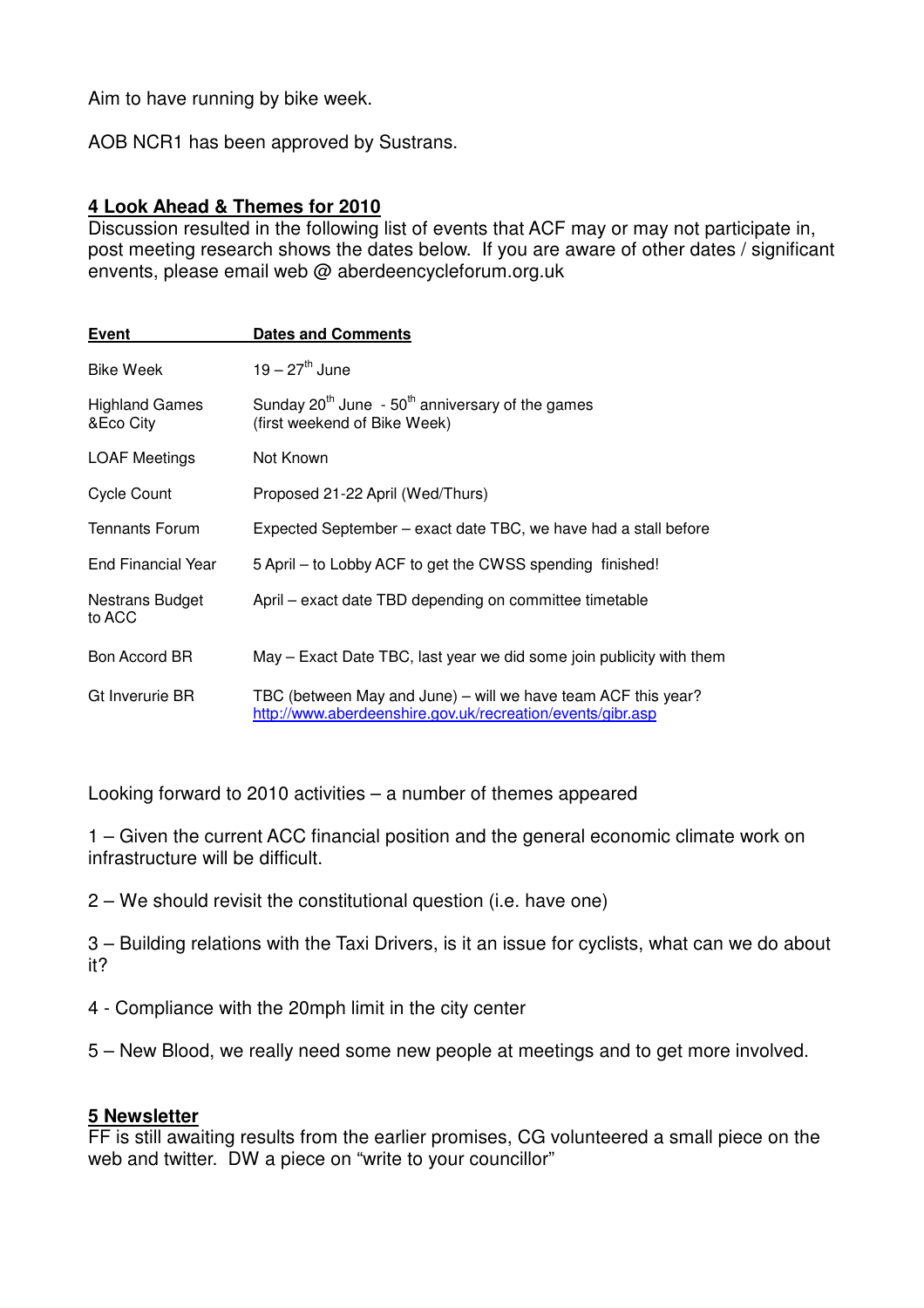Aim to have running by bike week.

AOB NCR1 has been approved by Sustrans.

## 4 Look Ahead & Themes for 2010

Discussion resulted in the following list of events that ACF may or may not participate in, post meeting research shows the dates below. If you are aware of other dates / significant envents, please email web @ aberdeencycleforum.org.uk

| Event | Dates and Comments |
| --- | --- |
| Bike Week | 19 – 27th June |
| Highland Games &Eco City | Sunday 20th June - 50th anniversary of the games (first weekend of Bike Week) |
| LOAF Meetings | Not Known |
| Cycle Count | Proposed 21-22 April (Wed/Thurs) |
| Tennants Forum | Expected September – exact date TBC, we have had a stall before |
| End Financial Year | 5 April – to Lobby ACF to get the CWSS spending finished! |
| Nestrans Budget to ACC | April – exact date TBD depending on committee timetable |
| Bon Accord BR | May – Exact Date TBC, last year we did some join publicity with them |
| Gt Inverurie BR | TBC (between May and June) – will we have team ACF this year? http://www.aberdeenshire.gov.uk/recreation/events/gibr.asp |

Looking forward to 2010 activities – a number of themes appeared

1 – Given the current ACC financial position and the general economic climate work on infrastructure will be difficult.

2 – We should revisit the constitutional question (i.e. have one)

3 – Building relations with the Taxi Drivers, is it an issue for cyclists, what can we do about it?

4 - Compliance with the 20mph limit in the city center

5 – New Blood, we really need some new people at meetings and to get more involved.

## 5 Newsletter

FF is still awaiting results from the earlier promises, CG volunteered a small piece on the web and twitter. DW a piece on "write to your councillor"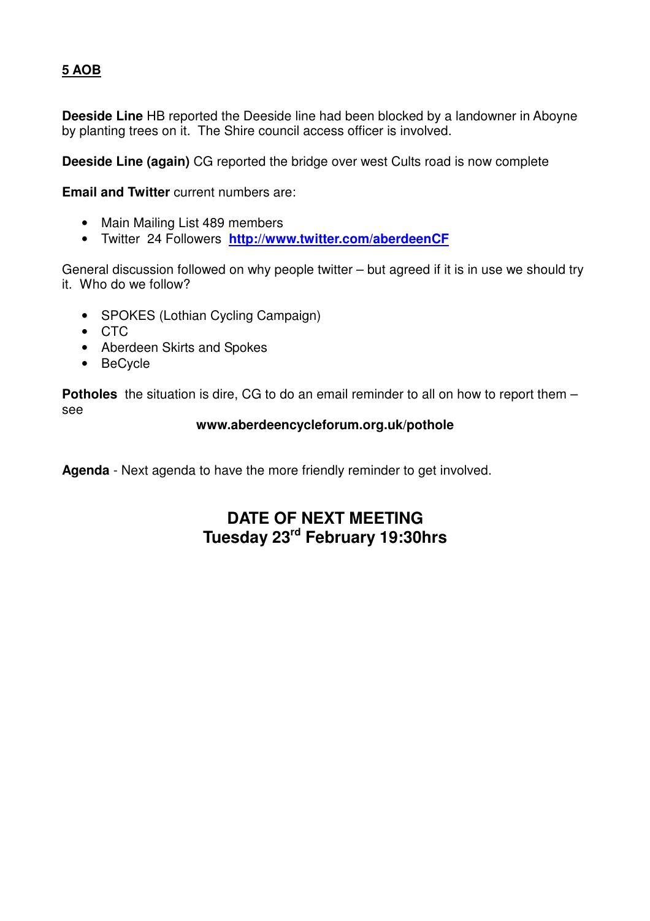## 5 AOB

**Deeside Line** HB reported the Deeside line had been blocked by a landowner in Aboyne by planting trees on it. The Shire council access officer is involved.

**Deeside Line (again)** CG reported the bridge over west Cults road is now complete

**Email and Twitter** current numbers are:

- Main Mailing List 489 members
- Twitter 24 Followers **http://www.twitter.com/aberdeenCF**

General discussion followed on why people twitter – but agreed if it is in use we should try it. Who do we follow?

- SPOKES (Lothian Cycling Campaign)
- CTC
- Aberdeen Skirts and Spokes
- BeCycle

**Potholes** the situation is dire, CG to do an email reminder to all on how to report them – see

**www.aberdeencycleforum.org.uk/pothole**

**Agenda** - Next agenda to have the more friendly reminder to get involved.

## DATE OF NEXT MEETING
## Tuesday 23rd February 19:30hrs